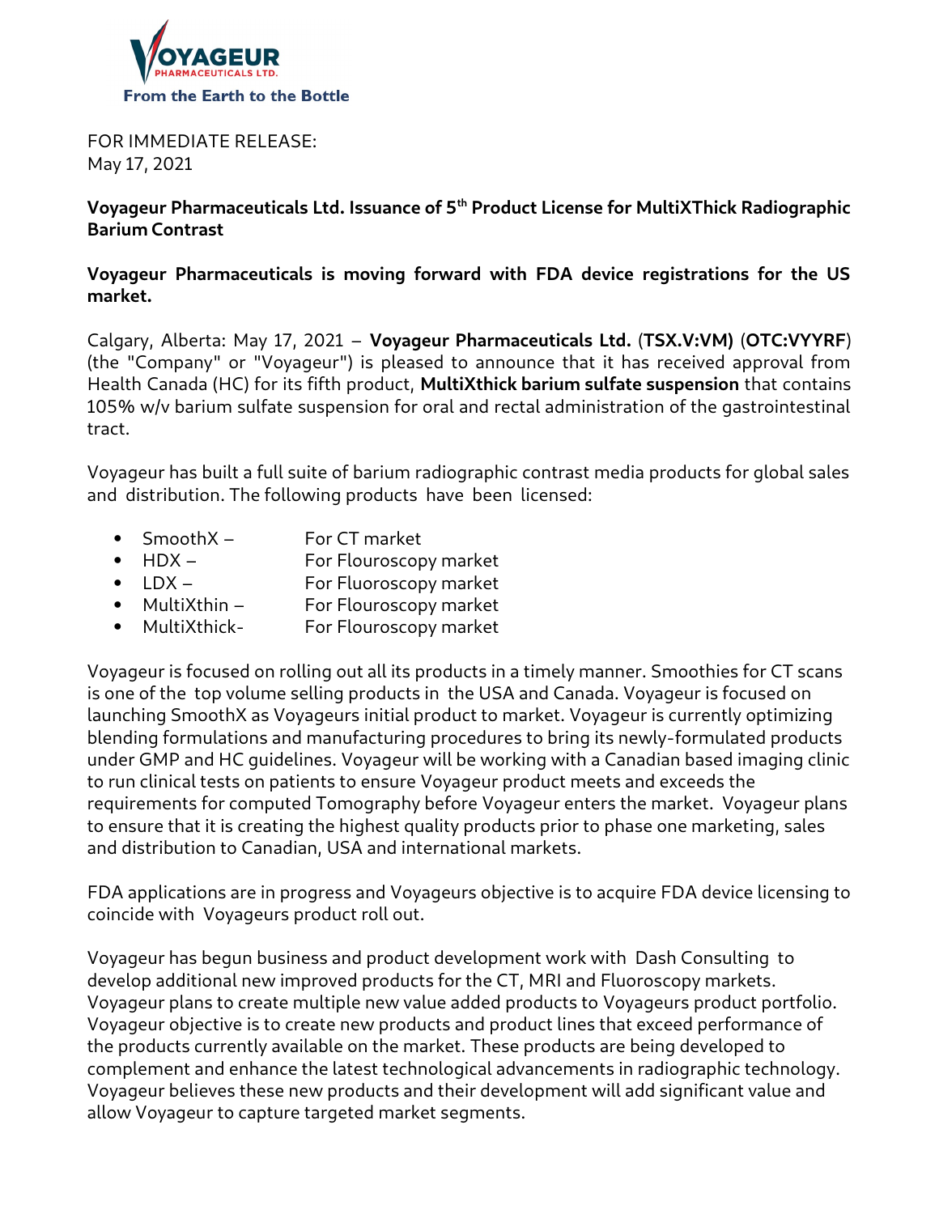VOYAGEUR PHARMACEUTICALS LTD.
From the Earth to the Bottle

FOR IMMEDIATE RELEASE:
May 17, 2021

**Voyageur Pharmaceuticals Ltd. Issuance of 5th Product License for MultiXThick Radiographic Barium Contrast**

**Voyageur Pharmaceuticals is moving forward with FDA device registrations for the US market.**

Calgary, Alberta: May 17, 2021 – **Voyageur Pharmaceuticals Ltd.** (**TSX.V:VM)** (**OTC:VYYRF**) (the "Company" or "Voyageur") is pleased to announce that it has received approval from Health Canada (HC) for its fifth product, **MultiXthick barium sulfate suspension** that contains 105% w/v barium sulfate suspension for oral and rectal administration of the gastrointestinal tract.

Voyageur has built a full suite of barium radiographic contrast media products for global sales and distribution. The following products have been licensed:

- SmoothX – For CT market
- HDX – For Flouroscopy market
- LDX – For Flouroscopy market
- MultiXthin – For Flouroscopy market
- MultiXthick- For Flouroscopy market

Voyageur is focused on rolling out all its products in a timely manner. Smoothies for CT scans is one of the top volume selling products in the USA and Canada. Voyageur is focused on launching SmoothX as Voyageurs initial product to market. Voyageur is currently optimizing blending formulations and manufacturing procedures to bring its newly-formulated products under GMP and HC guidelines. Voyageur will be working with a Canadian based imaging clinic to run clinical tests on patients to ensure Voyageur product meets and exceeds the requirements for computed Tomography before Voyageur enters the market. Voyageur plans to ensure that it is creating the highest quality products prior to phase one marketing, sales and distribution to Canadian, USA and international markets.

FDA applications are in progress and Voyageurs objective is to acquire FDA device licensing to coincide with Voyageurs product roll out.

Voyageur has begun business and product development work with Dash Consulting to develop additional new improved products for the CT, MRI and Fluoroscopy markets. Voyageur plans to create multiple new value added products to Voyageurs product portfolio. Voyageur objective is to create new products and product lines that exceed performance of the products currently available on the market. These products are being developed to complement and enhance the latest technological advancements in radiographic technology. Voyageur believes these new products and their development will add significant value and allow Voyageur to capture targeted market segments.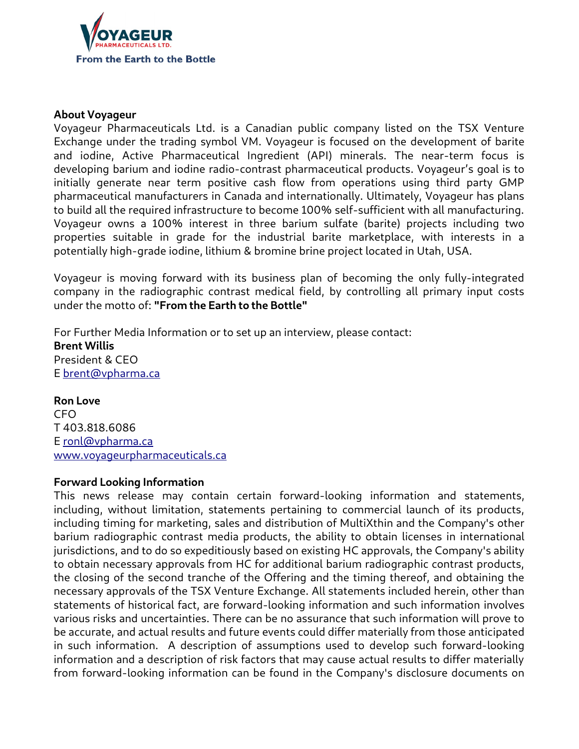## About Voyageur

Voyageur Pharmaceuticals Ltd. is a Canadian public company listed on the TSX Venture Exchange under the trading symbol VM. Voyageur is focused on the development of barite and iodine, Active Pharmaceutical Ingredient (API) minerals. The near-term focus is developing barium and iodine radio-contrast pharmaceutical products. Voyageur's goal is to initially generate near term positive cash flow from operations using third party GMP pharmaceutical manufacturers in Canada and internationally. Ultimately, Voyageur has plans to build all the required infrastructure to become 100% self-sufficient with all manufacturing. Voyageur owns a 100% interest in three barium sulfate (barite) projects including two properties suitable in grade for the industrial barite marketplace, with interests in a potentially high-grade iodine, lithium & bromine brine project located in Utah, USA.

Voyageur is moving forward with its business plan of becoming the only fully-integrated company in the radiographic contrast medical field, by controlling all primary input costs under the motto of: **"From the Earth to the Bottle"**

For Further Media Information or to set up an interview, please contact:

**Brent Willis**
President & CEO
E brent@vpharma.ca

**Ron Love**
CFO
T 403.818.6086
E ronl@vpharma.ca
www.voyageurpharmaceuticals.ca

## Forward Looking Information

This news release may contain certain forward-looking information and statements, including, without limitation, statements pertaining to commercial launch of its products, including timing for marketing, sales and distribution of MultiXthin and the Company's other barium radiographic contrast media products, the ability to obtain licenses in international jurisdictions, and to do so expeditiously based on existing HC approvals, the Company's ability to obtain necessary approvals from HC for additional barium radiographic contrast products, the closing of the second tranche of the Offering and the timing thereof, and obtaining the necessary approvals of the TSX Venture Exchange. All statements included herein, other than statements of historical fact, are forward-looking information and such information involves various risks and uncertainties. There can be no assurance that such information will prove to be accurate, and actual results and future events could differ materially from those anticipated in such information. A description of assumptions used to develop such forward-looking information and a description of risk factors that may cause actual results to differ materially from forward-looking information can be found in the Company's disclosure documents on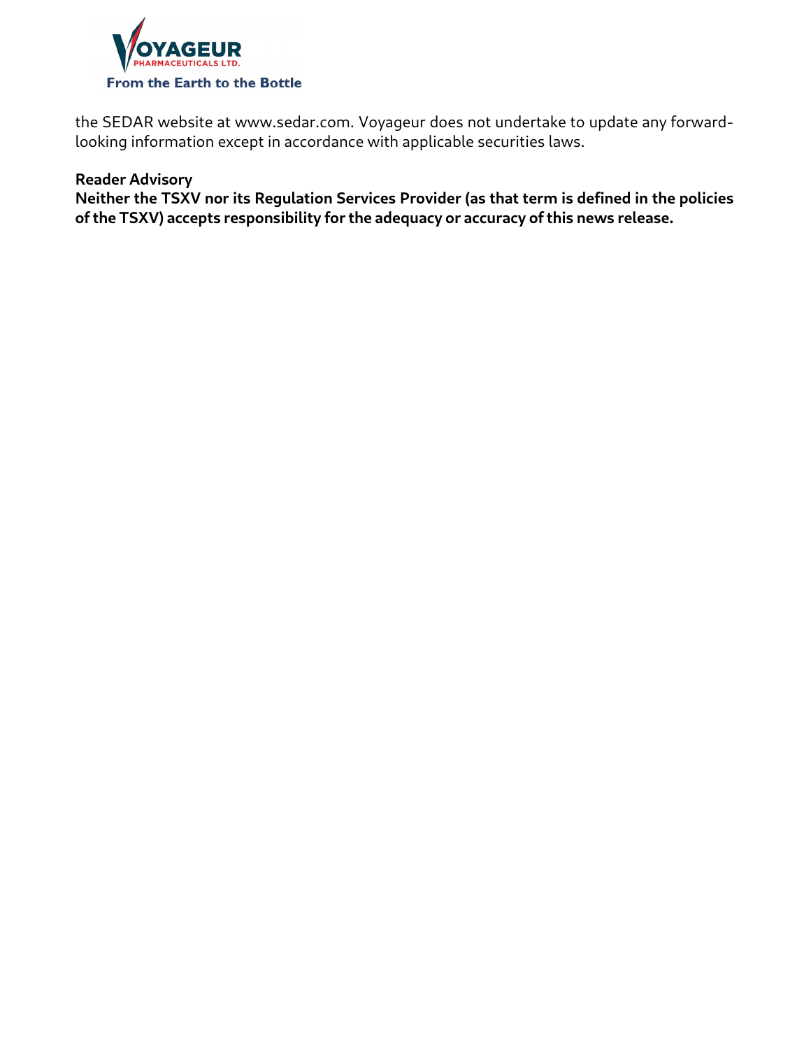the SEDAR website at www.sedar.com. Voyageur does not undertake to update any forward-looking information except in accordance with applicable securities laws.

**Reader Advisory**

**Neither the TSXV nor its Regulation Services Provider (as that term is defined in the policies of the TSXV) accepts responsibility for the adequacy or accuracy of this news release.**